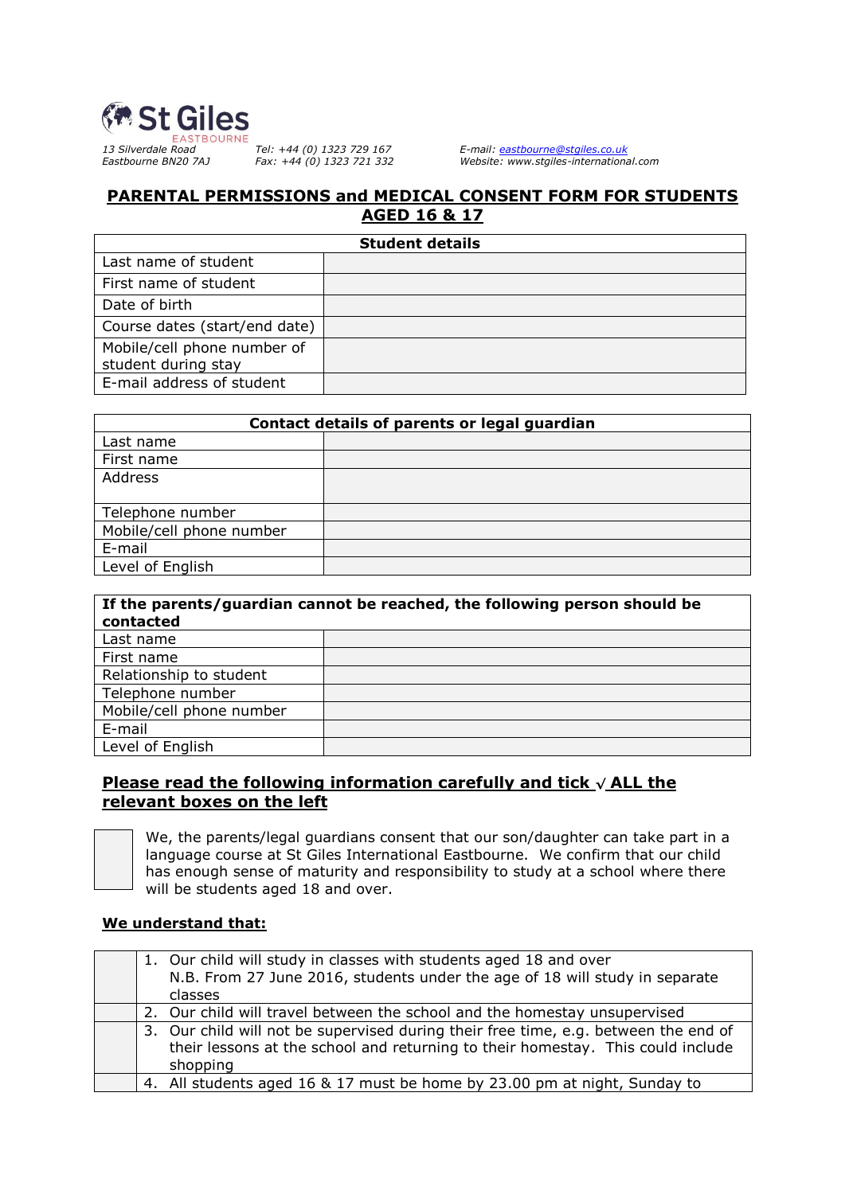St Giles
EASTBOURNE

13 Silverdale Road
Eastbourne BN20 7AJ

Tel: +44 (0) 1323 729 167
Fax: +44 (0) 1323 721 332

E-mail: eastbourne@stgiles.co.uk
Website: www.stgiles-international.com

## PARENTAL PERMISSIONS and MEDICAL CONSENT FORM FOR STUDENTS AGED 16 & 17

| Student details | |
|---|---|
| Last name of student | |
| First name of student | |
| Date of birth | |
| Course dates (start/end date) | |
| Mobile/cell phone number of student during stay | |
| E-mail address of student | |

| Contact details of parents or legal guardian | |
|---|---|
| Last name | |
| First name | |
| Address | |
| Telephone number | |
| Mobile/cell phone number | |
| E-mail | |
| Level of English | |

| If the parents/guardian cannot be reached, the following person should be contacted | |
|---|---|
| Last name | |
| First name | |
| Relationship to student | |
| Telephone number | |
| Mobile/cell phone number | |
| E-mail | |
| Level of English | |

### Please read the following information carefully and tick √ ALL the relevant boxes on the left

☐ We, the parents/legal guardians consent that our son/daughter can take part in a language course at St Giles International Eastbourne. We confirm that our child has enough sense of maturity and responsibility to study at a school where there will be students aged 18 and over.

**We understand that:**

| | |
|---|---|
| | 1. Our child will study in classes with students aged 18 and over<br>N.B. From 27 June 2016, students under the age of 18 will study in separate classes |
| | 2. Our child will travel between the school and the homestay unsupervised |
| | 3. Our child will not be supervised during their free time, e.g. between the end of their lessons at the school and returning to their homestay. This could include shopping |
| | 4. All students aged 16 & 17 must be home by 23.00 pm at night, Sunday to |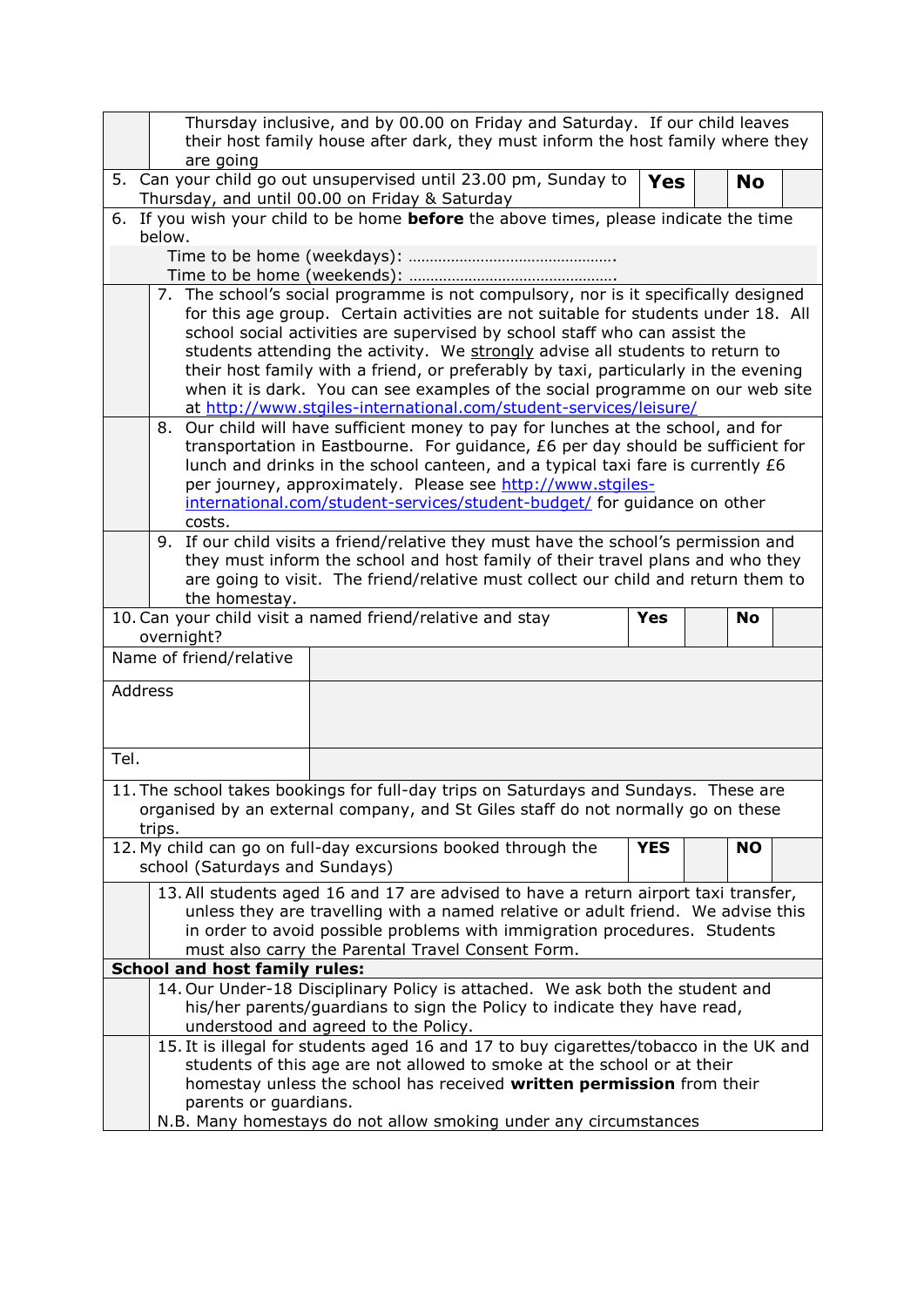| | |
|---|---|
| | Thursday inclusive, and by 00.00 on Friday and Saturday. If our child leaves their host family house after dark, they must inform the host family where they are going |

| | | | | |
|---|---|---|---|---|
| 5. Can your child go out unsupervised until 23.00 pm, Sunday to Thursday, and until 00.00 on Friday & Saturday | **Yes** | | **No** | |

6. If you wish your child to be home **before** the above times, please indicate the time below.

Time to be home (weekdays): ………………………………………….

Time to be home (weekends): ………………………………………….

| | |
|---|---|
| | 7. The school's social programme is not compulsory, nor is it specifically designed for this age group. Certain activities are not suitable for students under 18. All school social activities are supervised by school staff who can assist the students attending the activity. We <u>strongly</u> advise all students to return to their host family with a friend, or preferably by taxi, particularly in the evening when it is dark. You can see examples of the social programme on our web site at http://www.stgiles-international.com/student-services/leisure/ |
| | 8. Our child will have sufficient money to pay for lunches at the school, and for transportation in Eastbourne. For guidance, £6 per day should be sufficient for lunch and drinks in the school canteen, and a typical taxi fare is currently £6 per journey, approximately. Please see http://www.stgiles-international.com/student-services/student-budget/ for guidance on other costs. |
| | 9. If our child visits a friend/relative they must have the school's permission and they must inform the school and host family of their travel plans and who they are going to visit. The friend/relative must collect our child and return them to the homestay. |

| | | | | |
|---|---|---|---|---|
| 10. Can your child visit a named friend/relative and stay overnight? | **Yes** | | **No** | |

| | |
|---|---|
| Name of friend/relative | |
| Address | |
| Tel. | |

11. The school takes bookings for full-day trips on Saturdays and Sundays. These are organised by an external company, and St Giles staff do not normally go on these trips.

| | | | | |
|---|---|---|---|---|
| 12. My child can go on full-day excursions booked through the school (Saturdays and Sundays) | **YES** | | **NO** | |

| | |
|---|---|
| | 13. All students aged 16 and 17 are advised to have a return airport taxi transfer, unless they are travelling with a named relative or adult friend. We advise this in order to avoid possible problems with immigration procedures. Students must also carry the Parental Travel Consent Form. |

**School and host family rules:**

| | |
|---|---|
| | 14. Our Under-18 Disciplinary Policy is attached. We ask both the student and his/her parents/guardians to sign the Policy to indicate they have read, understood and agreed to the Policy. |
| | 15. It is illegal for students aged 16 and 17 to buy cigarettes/tobacco in the UK and students of this age are not allowed to smoke at the school or at their homestay unless the school has received **written permission** from their parents or guardians. N.B. Many homestays do not allow smoking under any circumstances |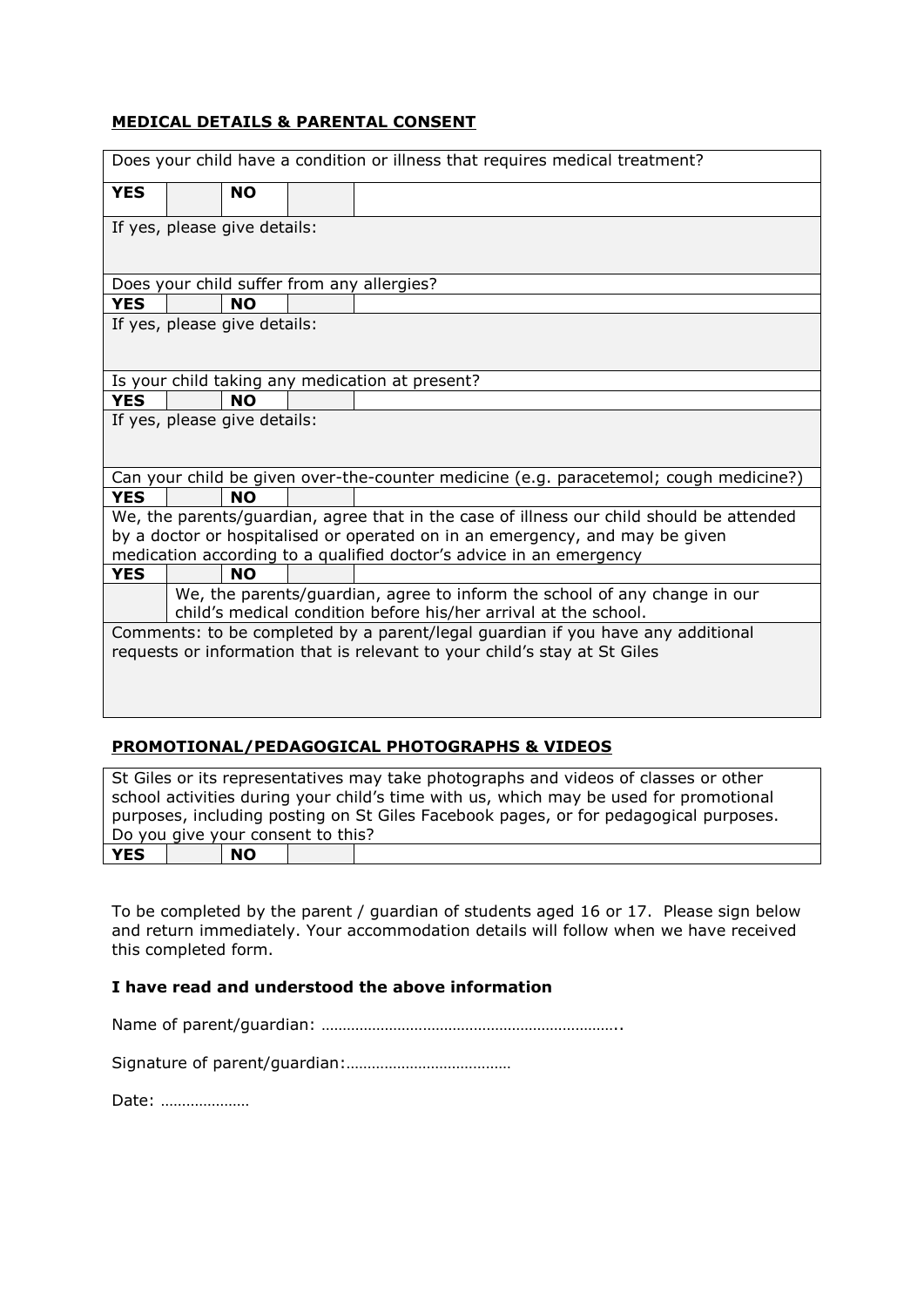## MEDICAL DETAILS & PARENTAL CONSENT

| | | | | |
|---|---|---|---|---|
| Does your child have a condition or illness that requires medical treatment? | | | | |
| **YES** | | **NO** | | |
| If yes, please give details: | | | | |
| Does your child suffer from any allergies? | | | | |
| **YES** | | **NO** | | |
| If yes, please give details: | | | | |
| Is your child taking any medication at present? | | | | |
| **YES** | | **NO** | | |
| If yes, please give details: | | | | |
| Can your child be given over-the-counter medicine (e.g. paracetemol; cough medicine?) | | | | |
| **YES** | | **NO** | | |
| We, the parents/guardian, agree that in the case of illness our child should be attended by a doctor or hospitalised or operated on in an emergency, and may be given medication according to a qualified doctor's advice in an emergency | | | | |
| **YES** | | **NO** | | |
| | We, the parents/guardian, agree to inform the school of any change in our child's medical condition before his/her arrival at the school. | | | |
| Comments: to be completed by a parent/legal guardian if you have any additional requests or information that is relevant to your child's stay at St Giles | | | | |

## PROMOTIONAL/PEDAGOGICAL PHOTOGRAPHS & VIDEOS

| | | | | |
|---|---|---|---|---|
| St Giles or its representatives may take photographs and videos of classes or other school activities during your child's time with us, which may be used for promotional purposes, including posting on St Giles Facebook pages, or for pedagogical purposes. Do you give your consent to this? | | | | |
| **YES** | | **NO** | | |

To be completed by the parent / guardian of students aged 16 or 17. Please sign below and return immediately. Your accommodation details will follow when we have received this completed form.

**I have read and understood the above information**

Name of parent/guardian: ……………………………………………………………..

Signature of parent/guardian:…………………………………

Date: …………………